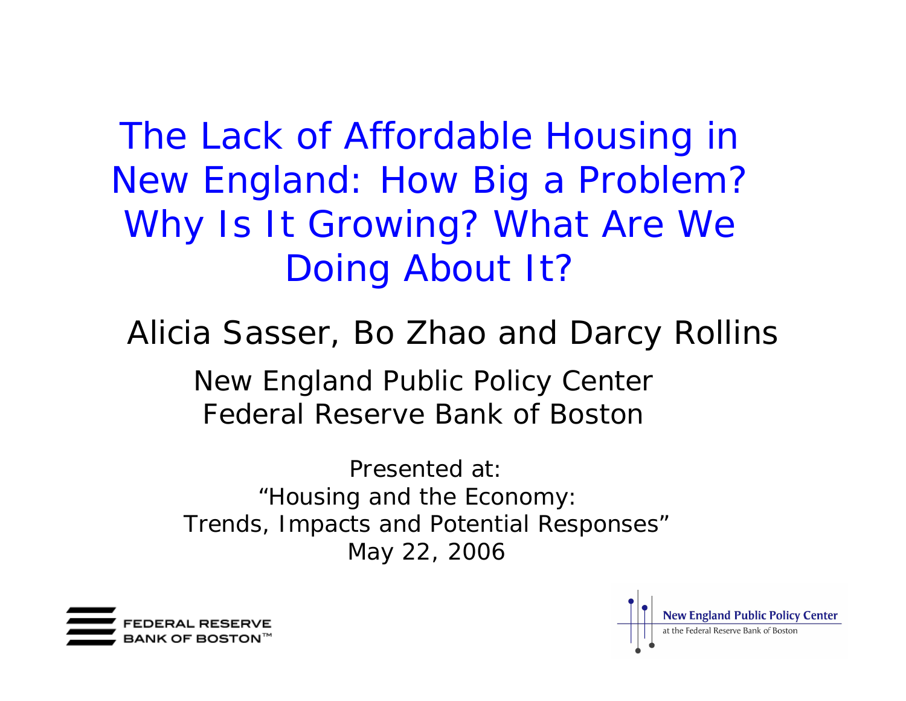# The Lack of Affordable Housing in New England: How Big a Problem? Why Is It Growing? What Are We Doing About It?

Alicia Sasser, Bo Zhao and Darcy Rollins

New England Public Policy Center
Federal Reserve Bank of Boston

Presented at:
"Housing and the Economy:
Trends, Impacts and Potential Responses"
May 22, 2006

FEDERAL RESERVE BANK OF BOSTON™

New England Public Policy Center
at the Federal Reserve Bank of Boston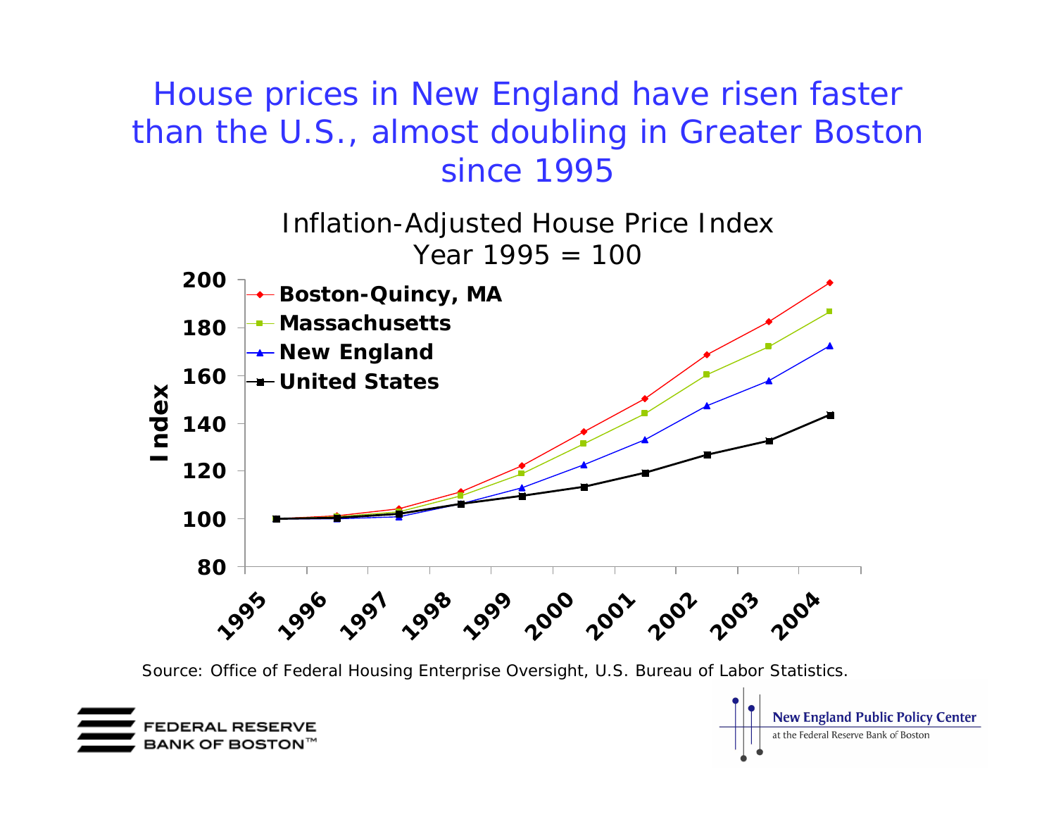# House prices in New England have risen faster than the U.S., almost doubling in Greater Boston since 1995

Inflation-Adjusted House Price Index
Year 1995 = 100

Source: Office of Federal Housing Enterprise Oversight, U.S. Bureau of Labor Statistics.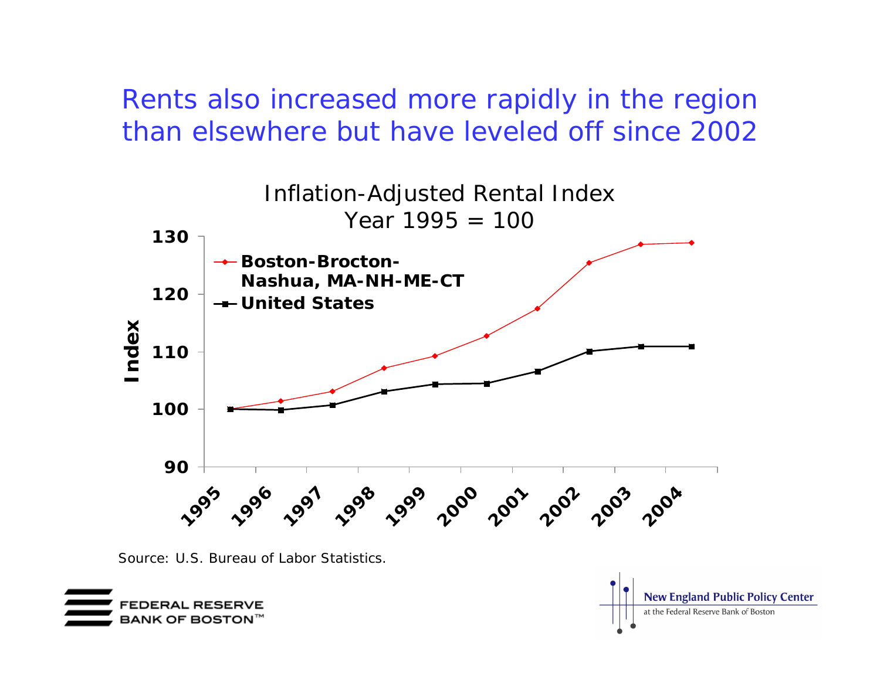# Rents also increased more rapidly in the region than elsewhere but have leveled off since 2002

Inflation-Adjusted Rental Index
Year 1995 = 100

Index

130
120
110
100
90

Boston-Brocton-Nashua, MA-NH-ME-CT
United States

1995 1996 1997 1998 1999 2000 2001 2002 2003 2004

Source: U.S. Bureau of Labor Statistics.

FEDERAL RESERVE BANK OF BOSTON™

New England Public Policy Center at the Federal Reserve Bank of Boston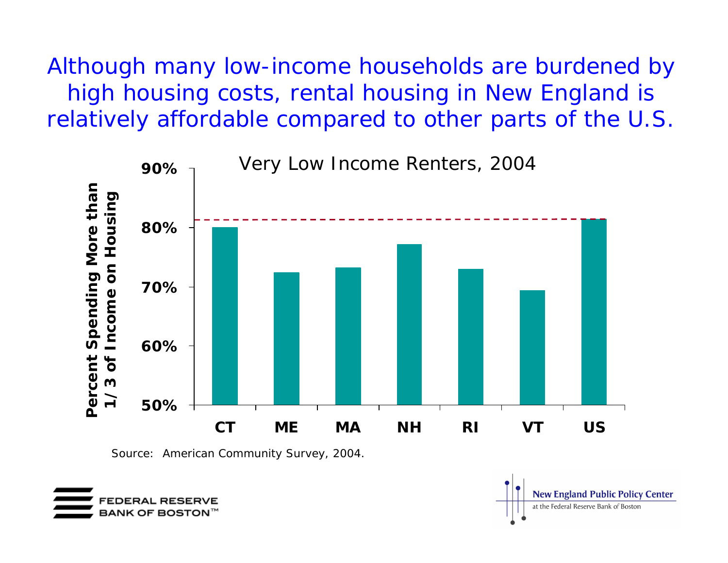# Although many low-income households are burdened by high housing costs, rental housing in New England is relatively affordable compared to other parts of the U.S.

Very Low Income Renters, 2004

Percent Spending More than 1/3 of Income on Housing

90%
80%
70%
60%
50%

CT ME MA NH RI VT US

Source: American Community Survey, 2004.

FEDERAL RESERVE BANK OF BOSTON™

New England Public Policy Center at the Federal Reserve Bank of Boston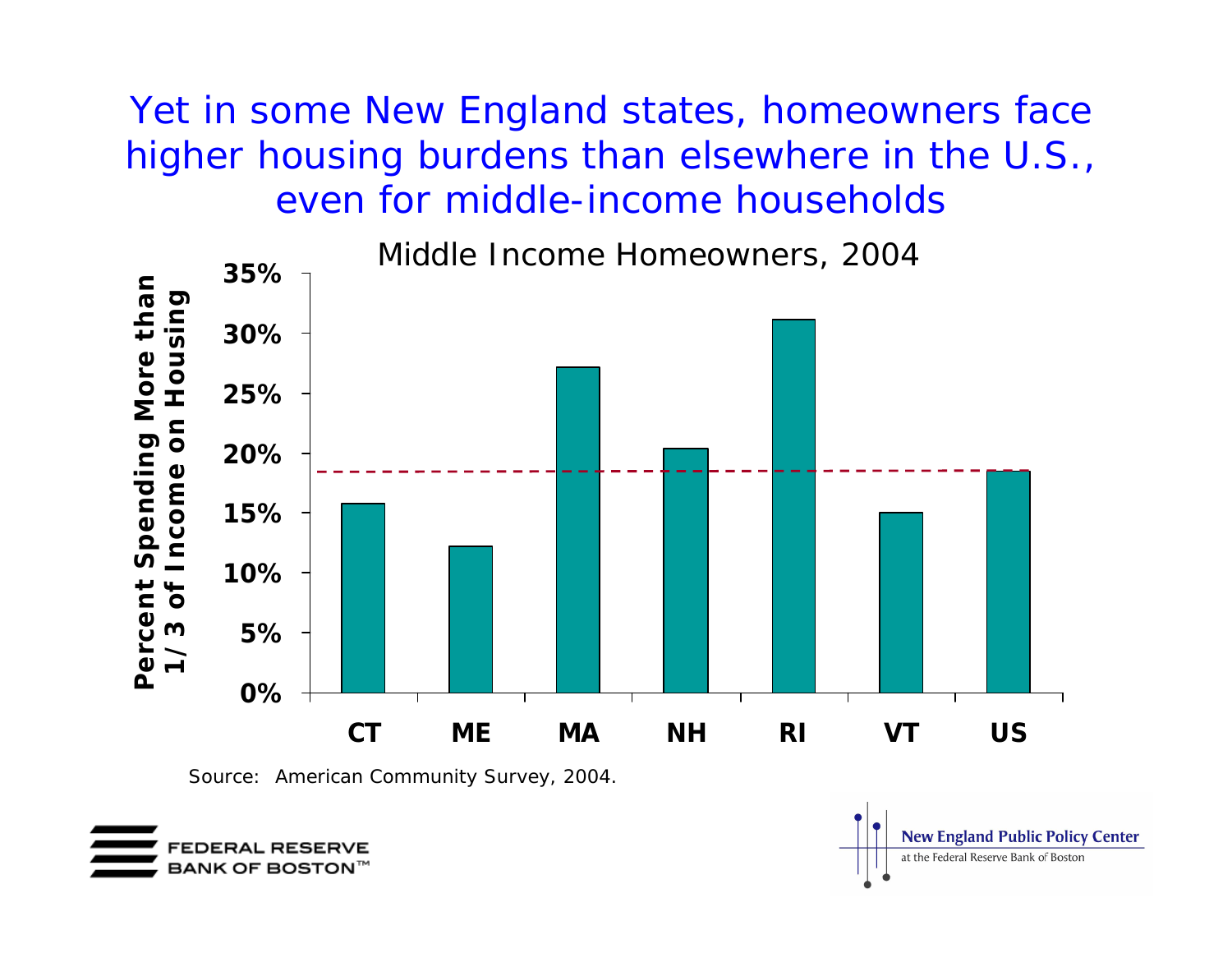# Yet in some New England states, homeowners face higher housing burdens than elsewhere in the U.S., even for middle-income households

Middle Income Homeowners, 2004

Percent Spending More than 1/3 of Income on Housing

| State | Percent |
|---|---|
| CT | ~16% |
| ME | ~12% |
| MA | ~27% |
| NH | ~20% |
| RI | ~31% |
| VT | ~15% |
| US | ~18.5% |

Source: American Community Survey, 2004.

FEDERAL RESERVE BANK OF BOSTON™

New England Public Policy Center at the Federal Reserve Bank of Boston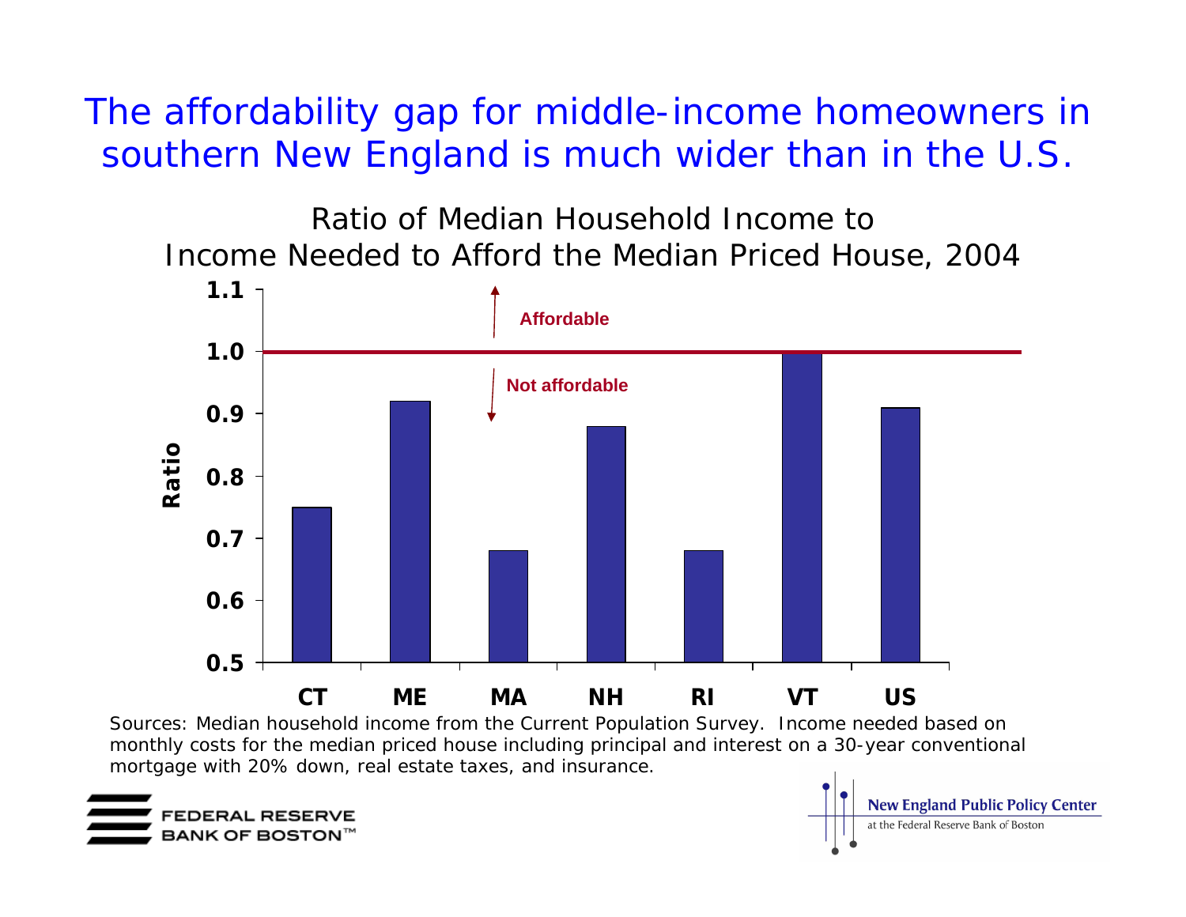# The affordability gap for middle-income homeowners in southern New England is much wider than in the U.S.

Ratio of Median Household Income to Income Needed to Afford the Median Priced House, 2004

| State | Ratio |
|---|---|
| CT | 0.75 |
| ME | 0.92 |
| MA | 0.68 |
| NH | 0.88 |
| RI | 0.68 |
| VT | 1.0 |
| US | 0.91 |

Affordable (above 1.0) / Not affordable (below 1.0)

Sources: Median household income from the Current Population Survey. Income needed based on monthly costs for the median priced house including principal and interest on a 30-year conventional mortgage with 20% down, real estate taxes, and insurance.

FEDERAL RESERVE BANK OF BOSTON™

New England Public Policy Center at the Federal Reserve Bank of Boston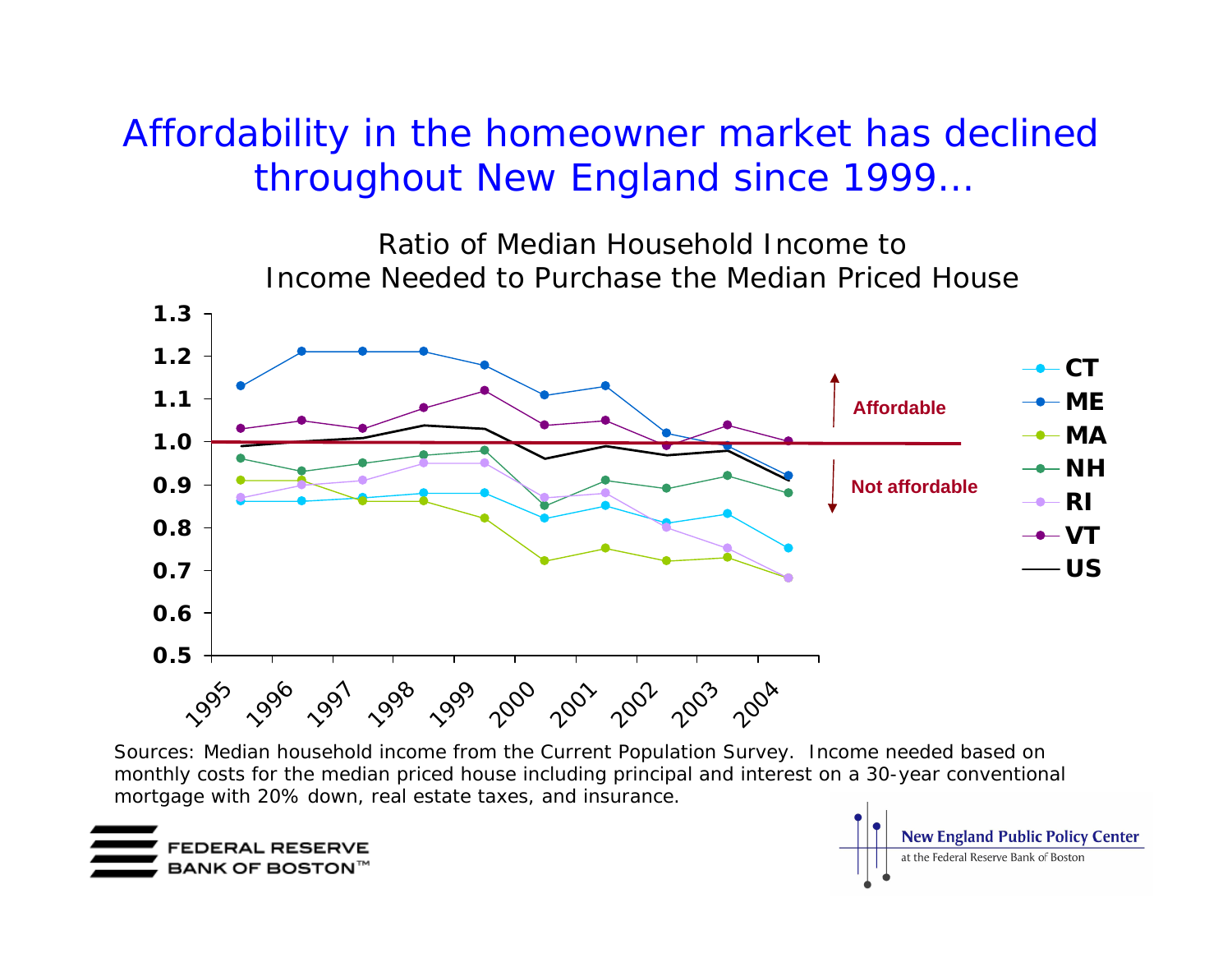# Affordability in the homeowner market has declined throughout New England since 1999…

Ratio of Median Household Income to Income Needed to Purchase the Median Priced House

Sources: Median household income from the Current Population Survey. Income needed based on monthly costs for the median priced house including principal and interest on a 30-year conventional mortgage with 20% down, real estate taxes, and insurance.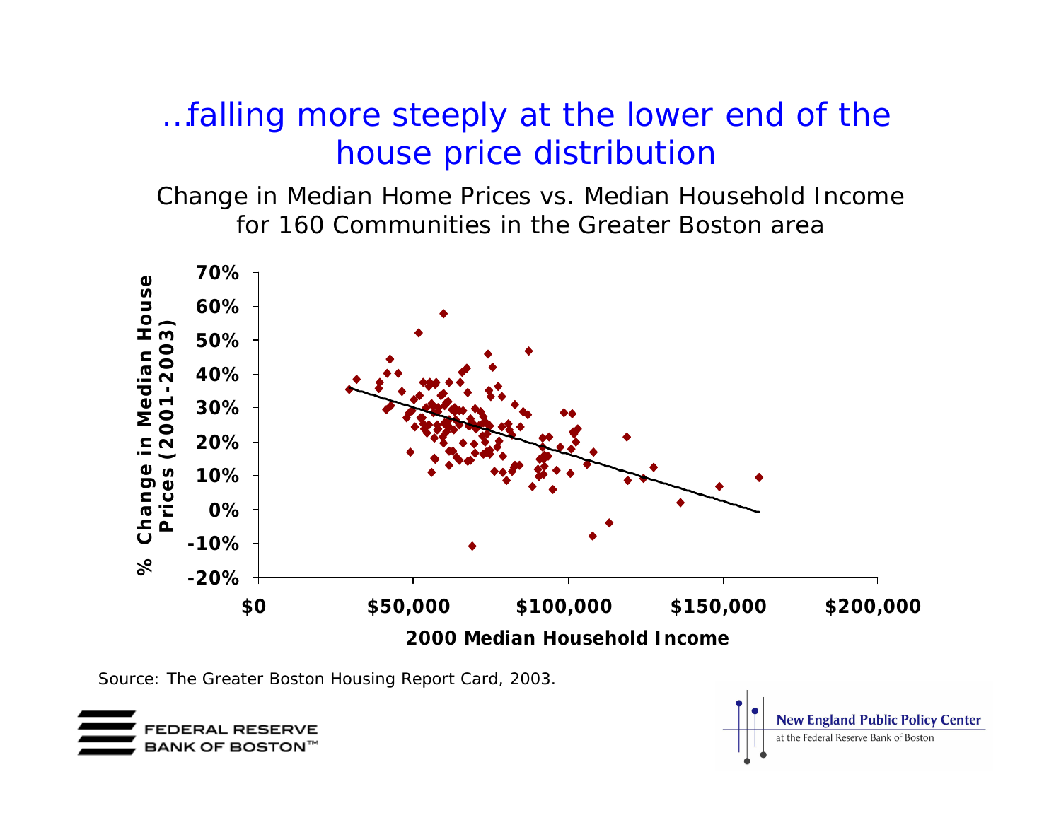# …falling more steeply at the lower end of the house price distribution

Change in Median Home Prices vs. Median Household Income for 160 Communities in the Greater Boston area

% Change in Median House Prices (2001-2003)

70%
60%
50%
40%
30%
20%
10%
0%
-10%
-20%

$0 | $50,000 | $100,000 | $150,000 | $200,000

2000 Median Household Income

Source: The Greater Boston Housing Report Card, 2003.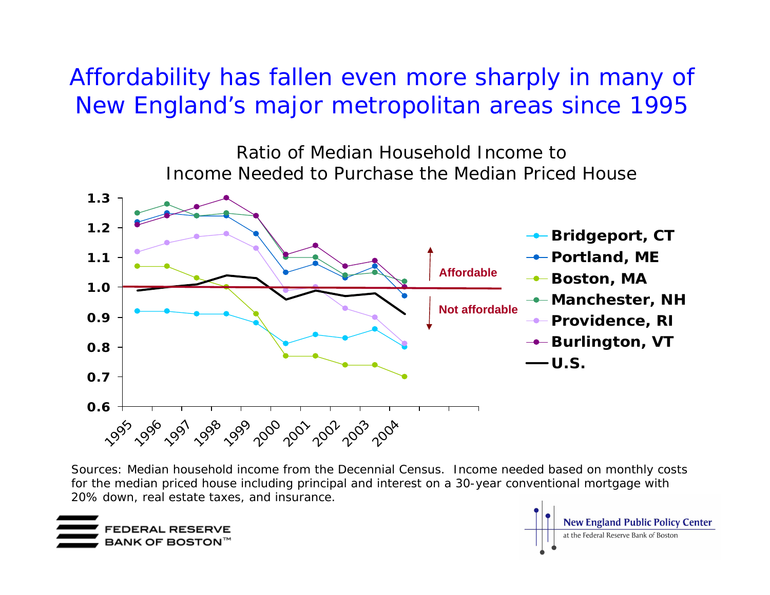# Affordability has fallen even more sharply in many of New England's major metropolitan areas since 1995

Ratio of Median Household Income to Income Needed to Purchase the Median Priced House

| Year | Bridgeport, CT | Portland, ME | Boston, MA | Manchester, NH | Providence, RI | Burlington, VT | U.S. |
|---|---|---|---|---|---|---|---|
| 1995 | 0.92 | 1.22 | 1.07 | 1.25 | 1.12 | 1.21 | 0.99 |
| 1996 | 0.92 | 1.25 | 1.07 | 1.28 | 1.15 | 1.24 | 1.00 |
| 1997 | 0.91 | 1.24 | 1.03 | 1.24 | 1.17 | 1.27 | 1.01 |
| 1998 | 0.91 | 1.24 | 1.00 | 1.25 | 1.18 | 1.30 | 1.04 |
| 1999 | 0.88 | 1.18 | 0.91 | 1.24 | 1.13 | 1.24 | 1.03 |
| 2000 | 0.81 | 1.05 | 0.77 | 1.10 | 0.99 | 1.11 | 0.96 |
| 2001 | 0.84 | 1.08 | 0.77 | 1.10 | 1.00 | 1.14 | 0.99 |
| 2002 | 0.83 | 1.03 | 0.74 | 1.04 | 0.93 | 1.07 | 0.97 |
| 2003 | 0.86 | 1.07 | 0.74 | 1.05 | 0.90 | 1.09 | 0.98 |
| 2004 | 0.80 | 0.97 | 0.70 | 1.02 | 0.81 | 1.00 | 0.91 |

Above 1.0: Affordable; below 1.0: Not affordable

Sources: Median household income from the Decennial Census. Income needed based on monthly costs for the median priced house including principal and interest on a 30-year conventional mortgage with 20% down, real estate taxes, and insurance.

FEDERAL RESERVE BANK OF BOSTON™

New England Public Policy Center at the Federal Reserve Bank of Boston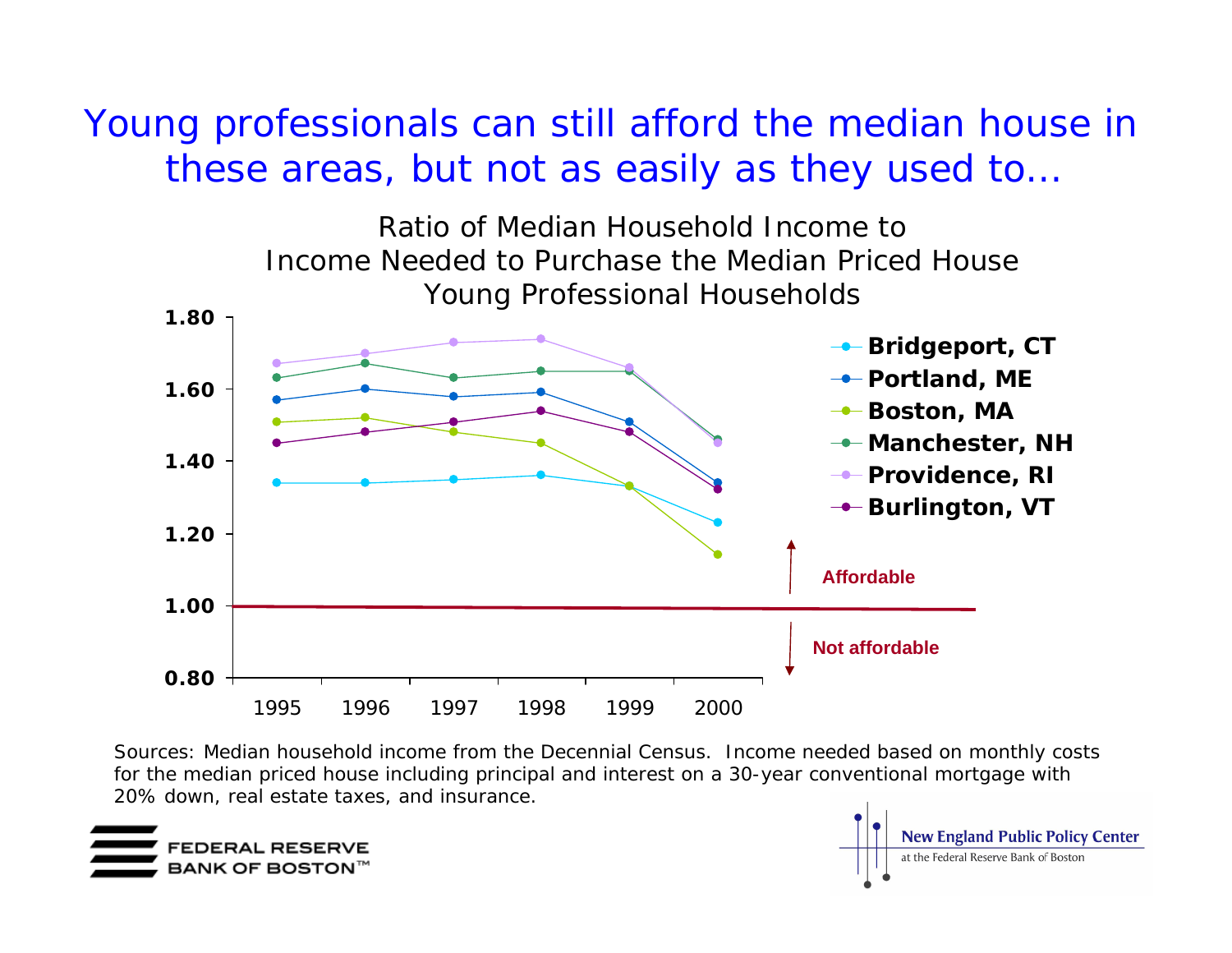# Young professionals can still afford the median house in these areas, but not as easily as they used to…

Ratio of Median Household Income to Income Needed to Purchase the Median Priced House
Young Professional Households

| Year | Bridgeport, CT | Portland, ME | Boston, MA | Manchester, NH | Providence, RI | Burlington, VT |
|---|---|---|---|---|---|---|
| 1995 | 1.34 | 1.57 | 1.51 | 1.63 | 1.67 | 1.45 |
| 1996 | 1.34 | 1.60 | 1.52 | 1.67 | 1.70 | 1.48 |
| 1997 | 1.35 | 1.58 | 1.48 | 1.63 | 1.73 | 1.51 |
| 1998 | 1.36 | 1.59 | 1.45 | 1.65 | 1.74 | 1.54 |
| 1999 | 1.33 | 1.51 | 1.33 | 1.65 | 1.66 | 1.48 |
| 2000 | 1.23 | 1.34 | 1.14 | 1.46 | 1.45 | 1.32 |

Above 1.00: Affordable
Below 1.00: Not affordable

Sources: Median household income from the Decennial Census. Income needed based on monthly costs for the median priced house including principal and interest on a 30-year conventional mortgage with 20% down, real estate taxes, and insurance.

FEDERAL RESERVE BANK OF BOSTON™

New England Public Policy Center at the Federal Reserve Bank of Boston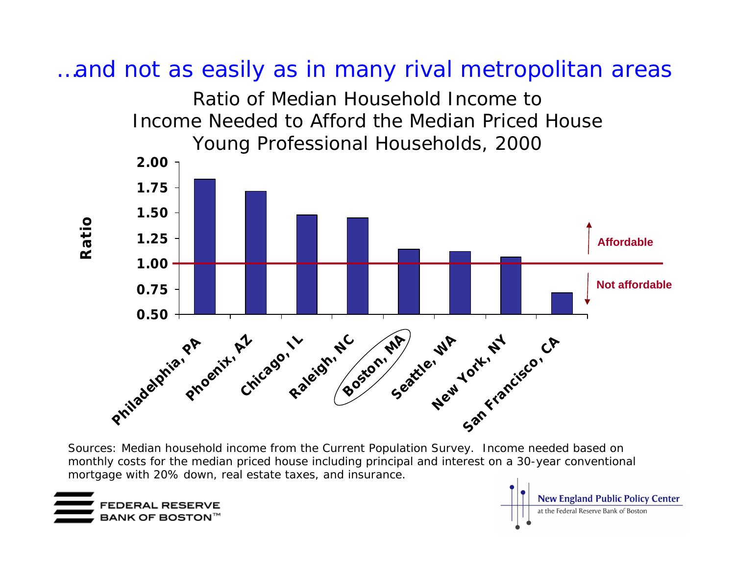# …and not as easily as in many rival metropolitan areas

Ratio of Median Household Income to Income Needed to Afford the Median Priced House
Young Professional Households, 2000

| Metropolitan Area | Ratio |
|---|---|
| Philadelphia, PA | 1.83 |
| Phoenix, AZ | 1.71 |
| Chicago, IL | 1.48 |
| Raleigh, NC | 1.45 |
| Boston, MA | 1.14 |
| Seattle, WA | 1.12 |
| New York, NY | 1.06 |
| San Francisco, CA | 0.71 |

Above 1.00: Affordable; Below 1.00: Not affordable

Sources: Median household income from the Current Population Survey. Income needed based on monthly costs for the median priced house including principal and interest on a 30-year conventional mortgage with 20% down, real estate taxes, and insurance.

FEDERAL RESERVE BANK OF BOSTON™

New England Public Policy Center at the Federal Reserve Bank of Boston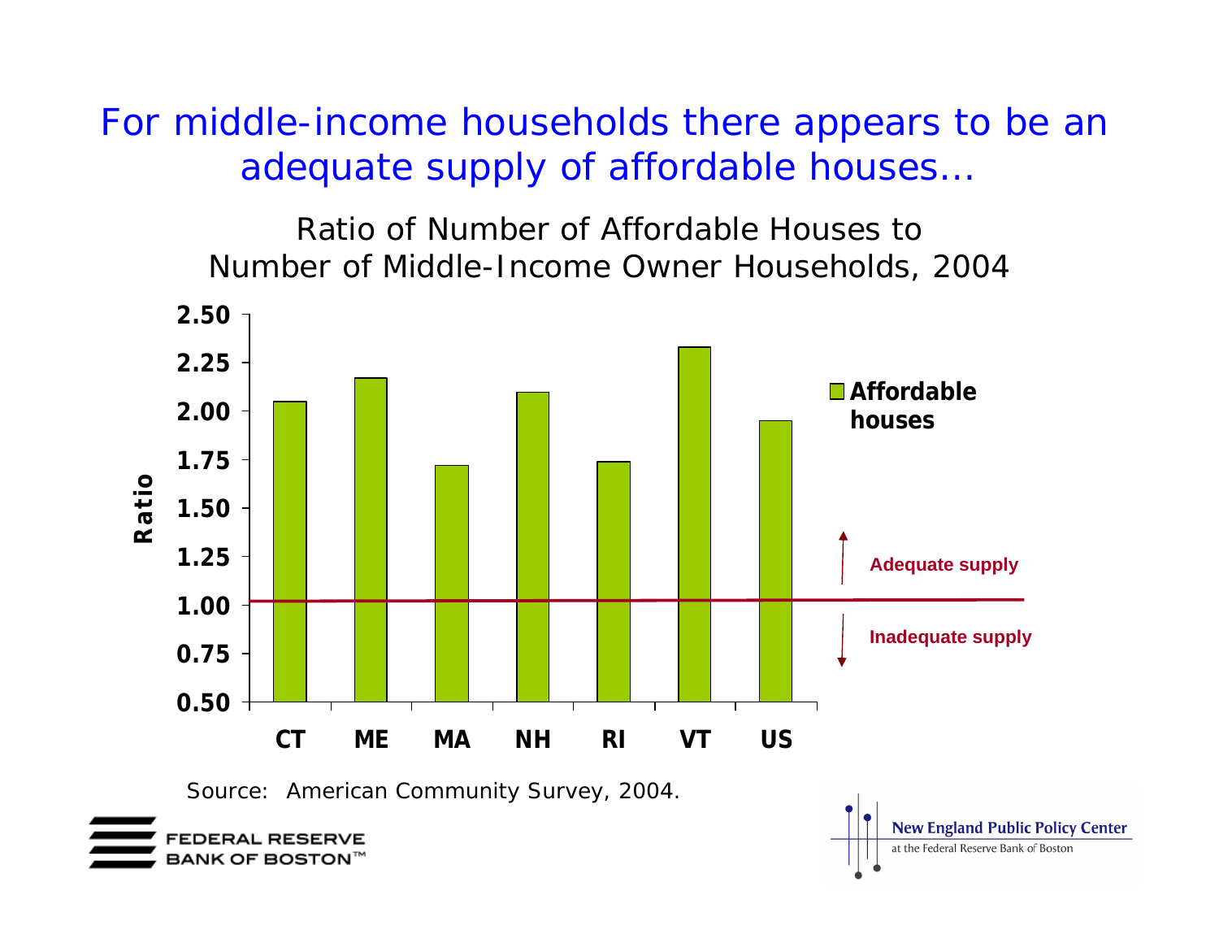# For middle-income households there appears to be an adequate supply of affordable houses…

Ratio of Number of Affordable Houses to Number of Middle-Income Owner Households, 2004

Source: American Community Survey, 2004.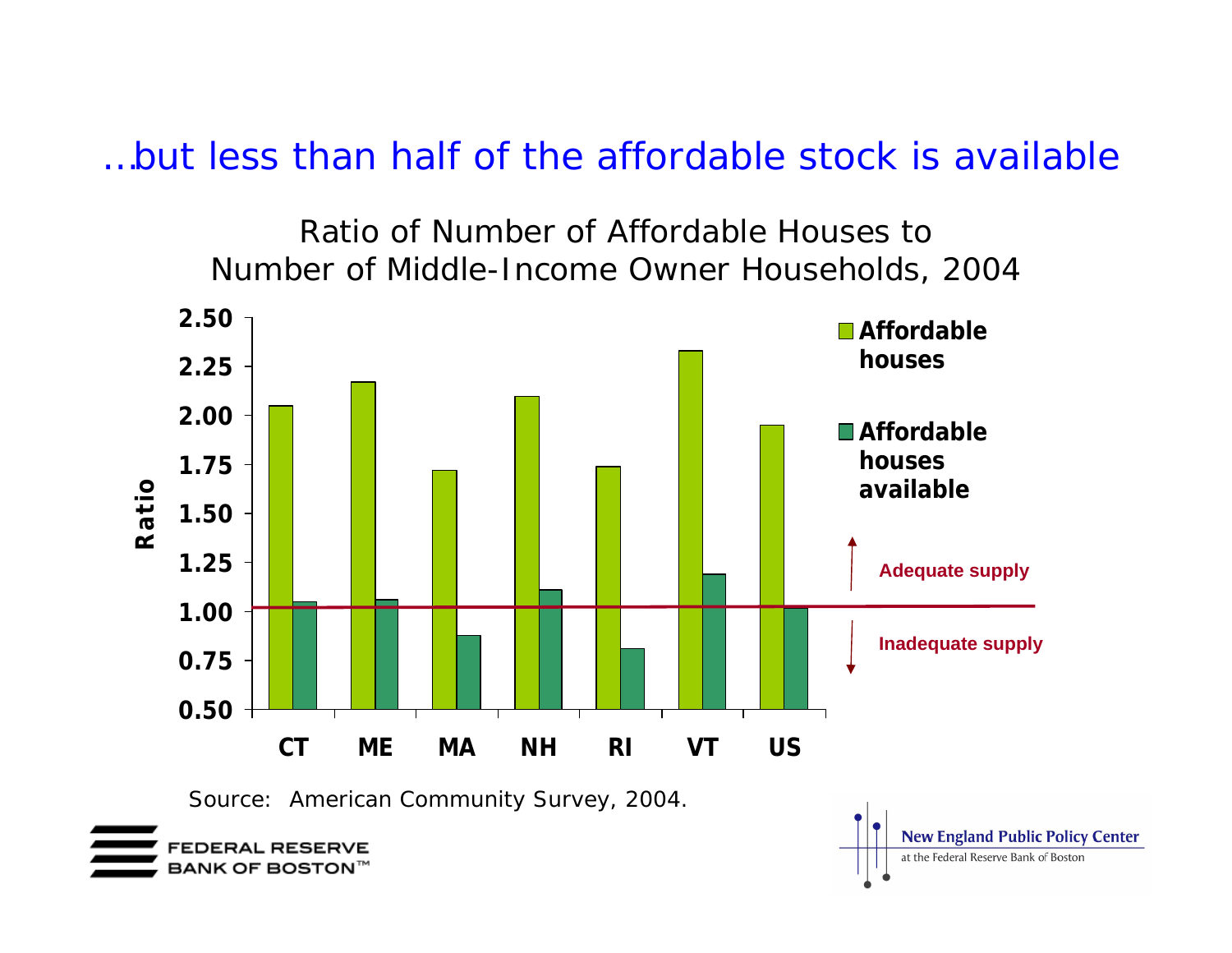# …but less than half of the affordable stock is available

Ratio of Number of Affordable Houses to Number of Middle-Income Owner Households, 2004

Source: American Community Survey, 2004.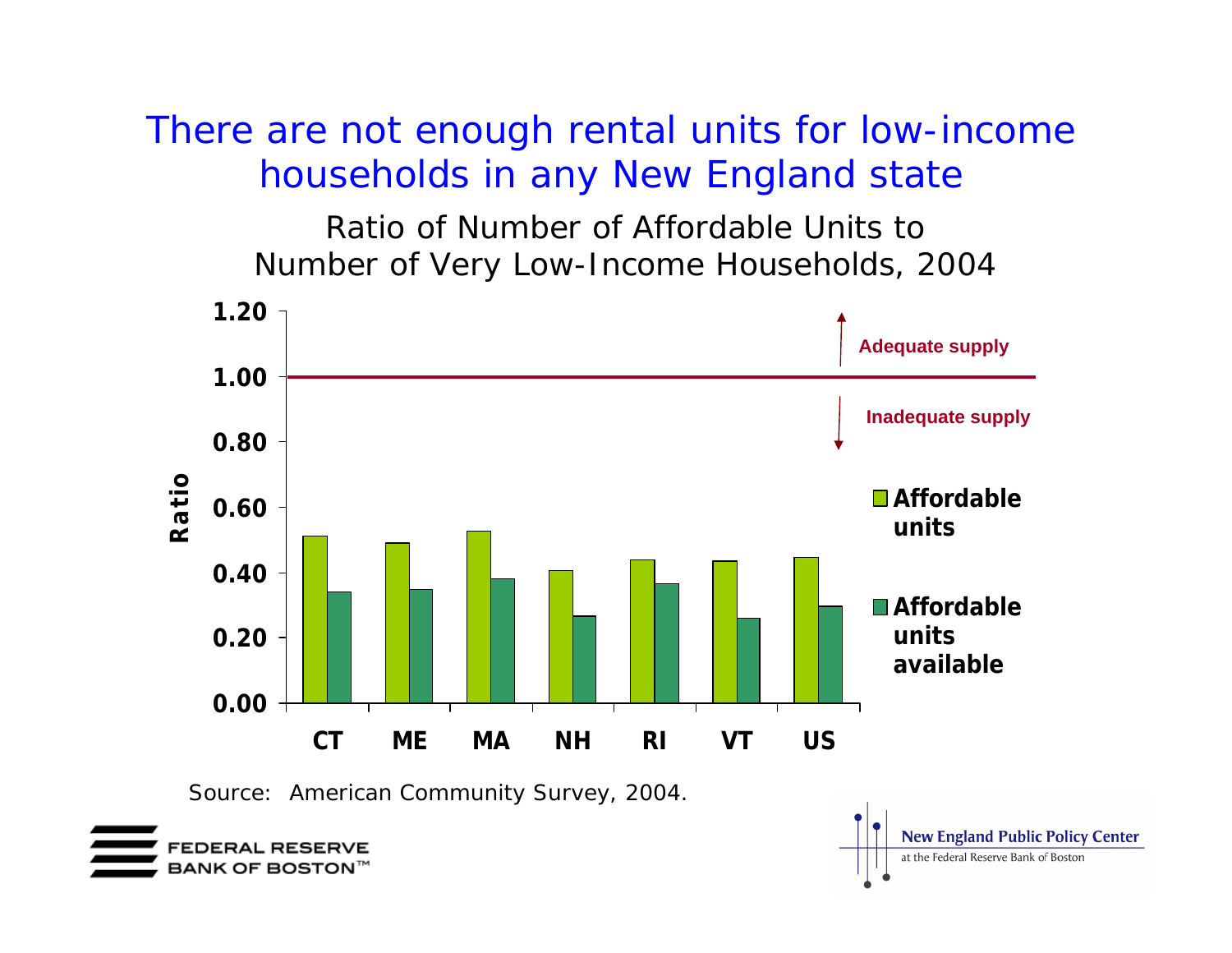# There are not enough rental units for low-income households in any New England state

Ratio of Number of Affordable Units to Number of Very Low-Income Households, 2004

| | Affordable units | Affordable units available |
|---|---|---|
| CT | 0.51 | 0.34 |
| ME | 0.49 | 0.35 |
| MA | 0.53 | 0.38 |
| NH | 0.41 | 0.27 |
| RI | 0.44 | 0.37 |
| VT | 0.44 | 0.26 |
| US | 0.45 | 0.30 |

Ratio of 1.00: above = Adequate supply; below = Inadequate supply

Source: American Community Survey, 2004.

FEDERAL RESERVE BANK OF BOSTON™

New England Public Policy Center at the Federal Reserve Bank of Boston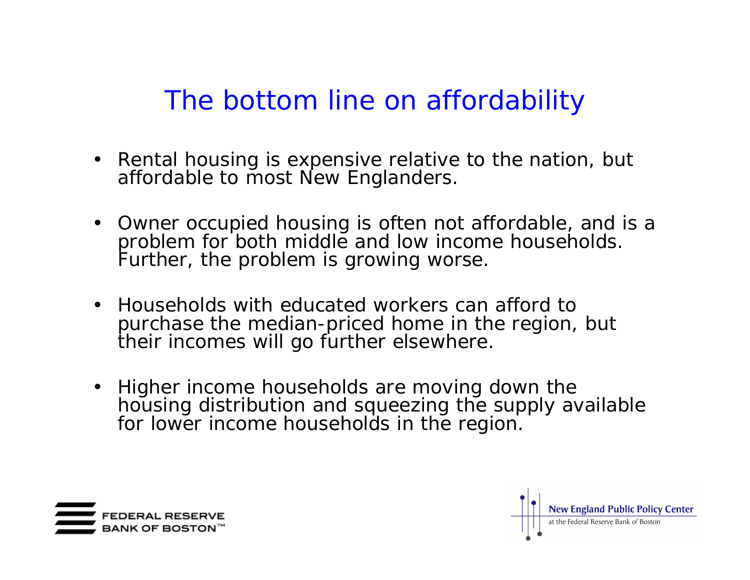# The bottom line on affordability

- Rental housing is expensive relative to the nation, but affordable to most New Englanders.
- Owner occupied housing is often not affordable, and is a problem for both middle and low income households. Further, the problem is growing worse.
- Households with educated workers can afford to purchase the median-priced home in the region, but their incomes will go further elsewhere.
- Higher income households are moving down the housing distribution and squeezing the supply available for lower income households in the region.

FEDERAL RESERVE BANK OF BOSTON™

New England Public Policy Center at the Federal Reserve Bank of Boston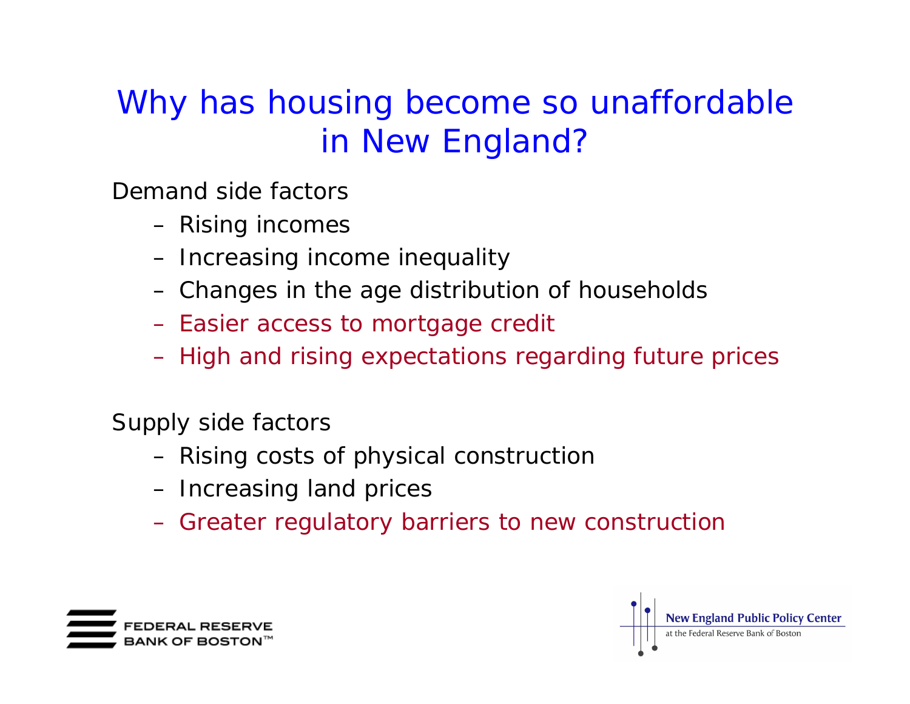# Why has housing become so unaffordable in New England?

Demand side factors

- Rising incomes
- Increasing income inequality
- Changes in the age distribution of households
- Easier access to mortgage credit
- High and rising expectations regarding future prices

Supply side factors

- Rising costs of physical construction
- Increasing land prices
- Greater regulatory barriers to new construction

FEDERAL RESERVE BANK OF BOSTON™

New England Public Policy Center at the Federal Reserve Bank of Boston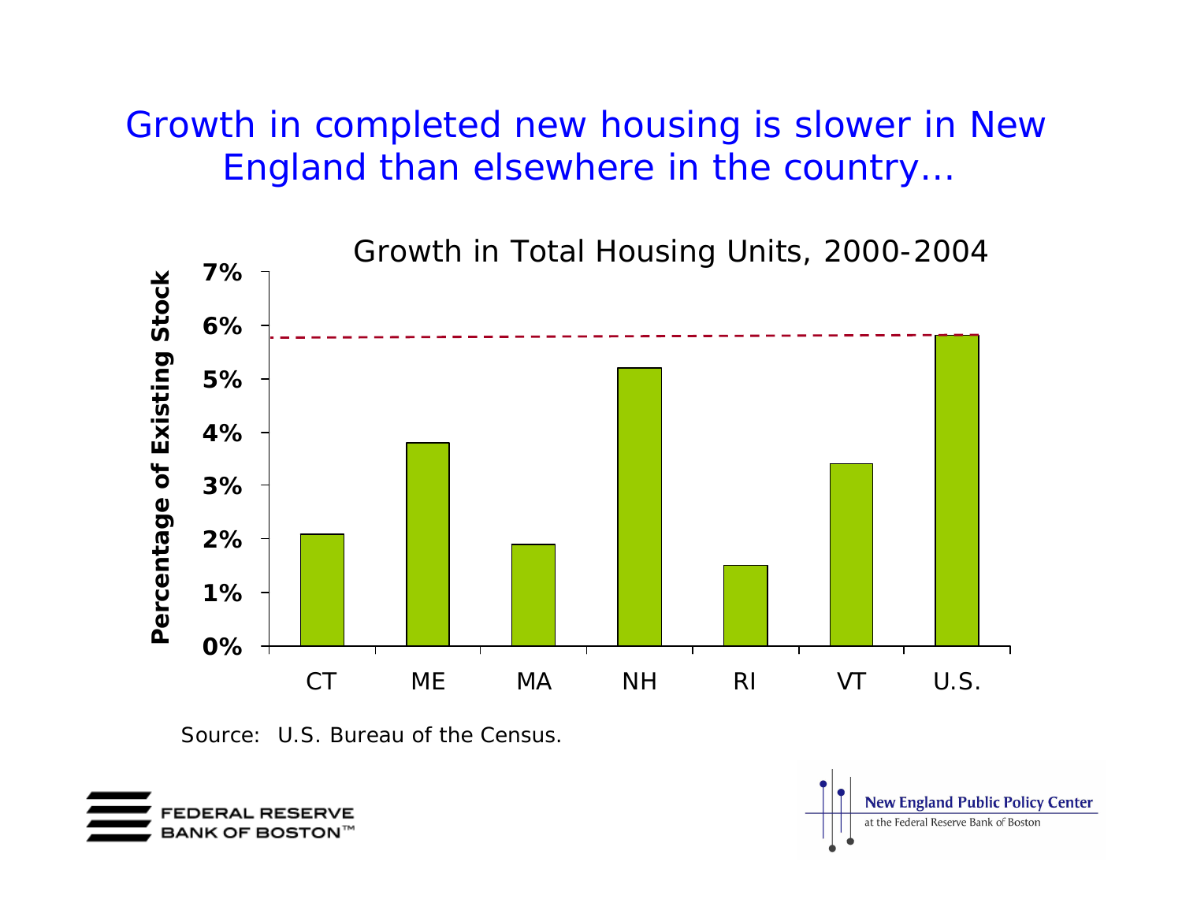# Growth in completed new housing is slower in New England than elsewhere in the country…

Growth in Total Housing Units, 2000-2004

| | CT | ME | MA | NH | RI | VT | U.S. |
|---|---|---|---|---|---|---|---|
| Percentage of Existing Stock | 2.1% | 3.8% | 1.9% | 5.2% | 1.5% | 3.4% | 5.8% |

Source: U.S. Bureau of the Census.

FEDERAL RESERVE BANK OF BOSTON™

New England Public Policy Center at the Federal Reserve Bank of Boston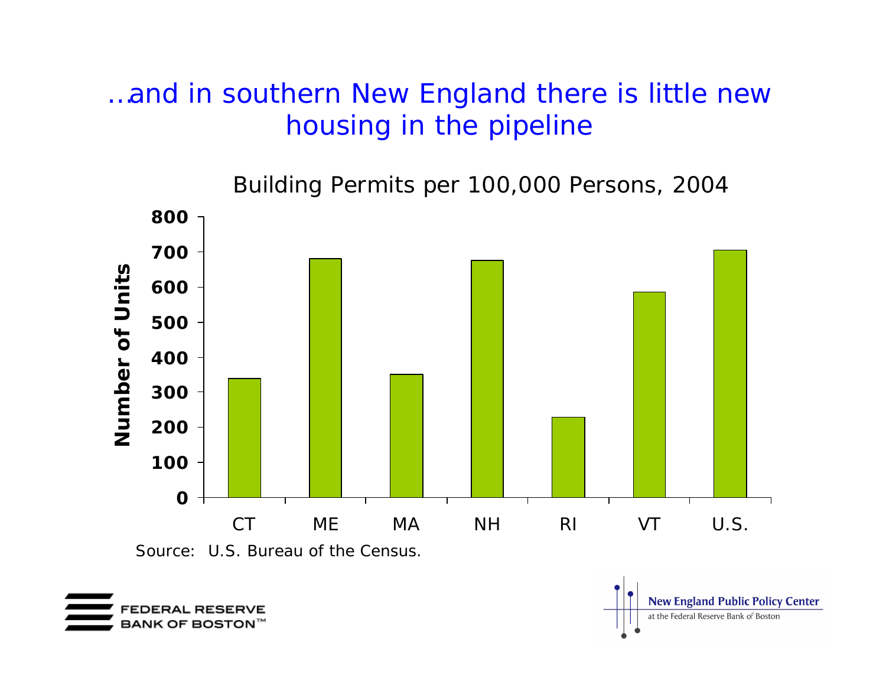# …and in southern New England there is little new housing in the pipeline

Building Permits per 100,000 Persons, 2004

| State | Number of Units |
|---|---|
| CT | 340 |
| ME | 680 |
| MA | 350 |
| NH | 675 |
| RI | 230 |
| VT | 585 |
| U.S. | 705 |

Source: U.S. Bureau of the Census.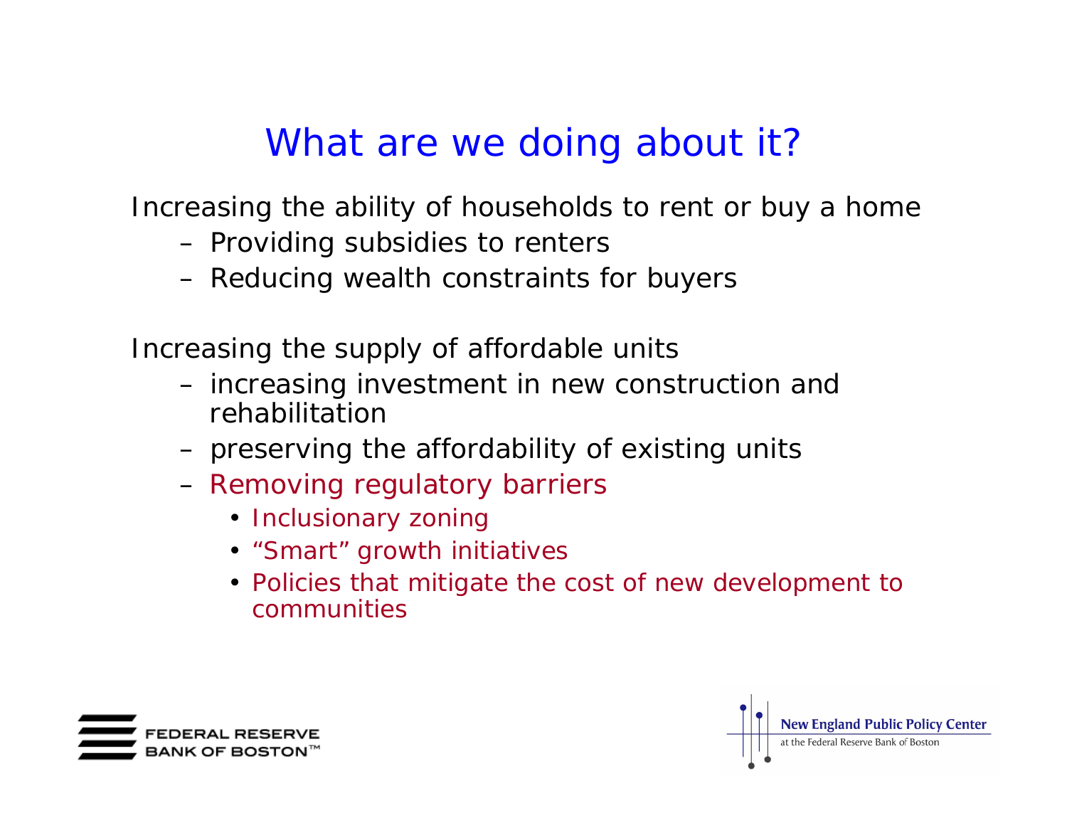# What are we doing about it?

Increasing the ability of households to rent or buy a home

- Providing subsidies to renters
- Reducing wealth constraints for buyers

Increasing the supply of affordable units

- increasing investment in new construction and rehabilitation
- preserving the affordability of existing units
- Removing regulatory barriers
    - Inclusionary zoning
    - "Smart" growth initiatives
    - Policies that mitigate the cost of new development to communities

FEDERAL RESERVE BANK OF BOSTON™

New England Public Policy Center at the Federal Reserve Bank of Boston